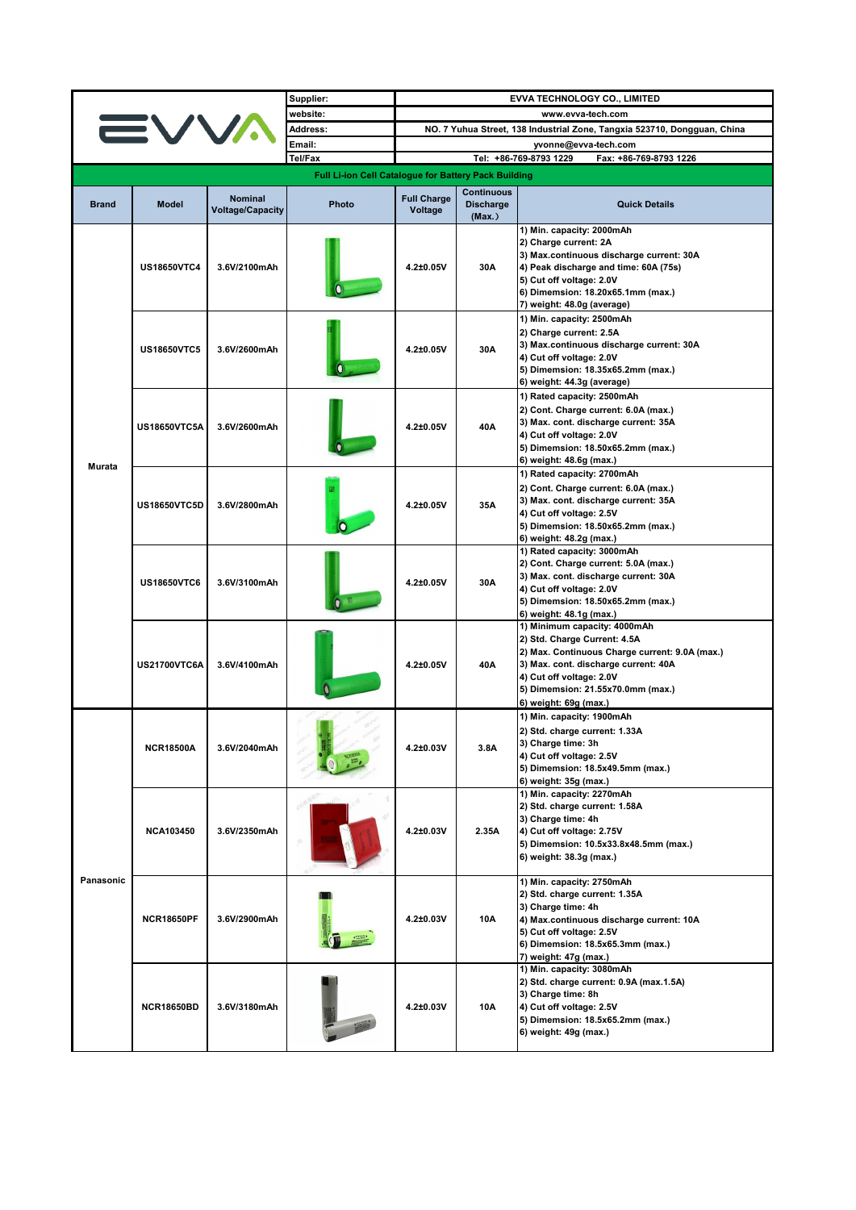| EVVA | Supplier: | EVVA TECHNOLOGY CO., LIMITED |
|---|---|---|
| | website: | www.evva-tech.com |
| | Address: | NO. 7 Yuhua Street, 138 Industrial Zone, Tangxia 523710, Dongguan, China |
| | Email: | yvonne@evva-tech.com |
| | Tel/Fax | Tel: +86-769-8793 1229 Fax: +86-769-8793 1226 |

**Full Li-ion Cell Catalogue for Battery Pack Building**

| Brand | Model | Nominal Voltage/Capacity | Photo | Full Charge Voltage | Continuous Discharge (Max.) | Quick Details |
|---|---|---|---|---|---|---|
| Murata | US18650VTC4 | 3.6V/2100mAh | | 4.2±0.05V | 30A | 1) Min. capacity: 2000mAh<br>2) Charge current: 2A<br>3) Max.continuous discharge current: 30A<br>4) Peak discharge and time: 60A (75s)<br>5) Cut off voltage: 2.0V<br>6) Dimemsion: 18.20x65.1mm (max.)<br>7) weight: 48.0g (average) |
| | US18650VTC5 | 3.6V/2600mAh | | 4.2±0.05V | 30A | 1) Min. capacity: 2500mAh<br>2) Charge current: 2.5A<br>3) Max.continuous discharge current: 30A<br>4) Cut off voltage: 2.0V<br>5) Dimension: 18.35x65.2mm (max.)<br>6) weight: 44.3g (average) |
| | US18650VTC5A | 3.6V/2600mAh | | 4.2±0.05V | 40A | 1) Rated capacity: 2500mAh<br>2) Cont. Charge current: 6.0A (max.)<br>3) Max. cont. discharge current: 35A<br>4) Cut off voltage: 2.0V<br>5) Dimension: 18.50x65.2mm (max.)<br>6) weight: 48.6g (max.) |
| | US18650VTC5D | 3.6V/2800mAh | | 4.2±0.05V | 35A | 1) Rated capacity: 2700mAh<br>2) Cont. Charge current: 6.0A (max.)<br>3) Max. cont. discharge current: 35A<br>4) Cut off voltage: 2.5V<br>5) Dimension: 18.50x65.2mm (max.)<br>6) weight: 48.2g (max.) |
| | US18650VTC6 | 3.6V/3100mAh | | 4.2±0.05V | 30A | 1) Rated capacity: 3000mAh<br>2) Cont. Charge current: 5.0A (max.)<br>3) Max. cont. discharge current: 30A<br>4) Cut off voltage: 2.0V<br>5) Dimension: 18.50x65.2mm (max.)<br>6) weight: 48.1g (max.) |
| | US21700VTC6A | 3.6V/4100mAh | | 4.2±0.05V | 40A | 1) Minimum capacity: 4000mAh<br>2) Std. Charge Current: 4.5A<br>2) Max. Continuous Charge current: 9.0A (max.)<br>3) Max. cont. discharge current: 40A<br>4) Cut off voltage: 2.0V<br>5) Dimemsion: 21.55x70.0mm (max.)<br>6) weight: 69g (max.) |
| Panasonic | NCR18500A | 3.6V/2040mAh | | 4.2±0.03V | 3.8A | 1) Min. capacity: 1900mAh<br>2) Std. charge current: 1.33A<br>3) Charge time: 3h<br>4) Cut off voltage: 2.5V<br>5) Dimension: 18.5x49.5mm (max.)<br>6) weight: 35g (max.) |
| | NCA103450 | 3.6V/2350mAh | | 4.2±0.03V | 2.35A | 1) Min. capacity: 2270mAh<br>2) Std. charge current: 1.58A<br>3) Charge time: 4h<br>4) Cut off voltage: 2.75V<br>5) Dimension: 10.5x33.8x48.5mm (max.)<br>6) weight: 38.3g (max.) |
| | NCR18650PF | 3.6V/2900mAh | | 4.2±0.03V | 10A | 1) Min. capacity: 2750mAh<br>2) Std. charge current: 1.35A<br>3) Charge time: 4h<br>4) Max.continuous discharge current: 10A<br>5) Cut off voltage: 2.5V<br>6) Dimension: 18.5x65.3mm (max.)<br>7) weight: 47g (max.) |
| | NCR18650BD | 3.6V/3180mAh | | 4.2±0.03V | 10A | 1) Min. capacity: 3080mAh<br>2) Std. charge current: 0.9A (max.1.5A)<br>3) Charge time: 8h<br>4) Cut off voltage: 2.5V<br>5) Dimension: 18.5x65.2mm (max.)<br>6) weight: 49g (max.) |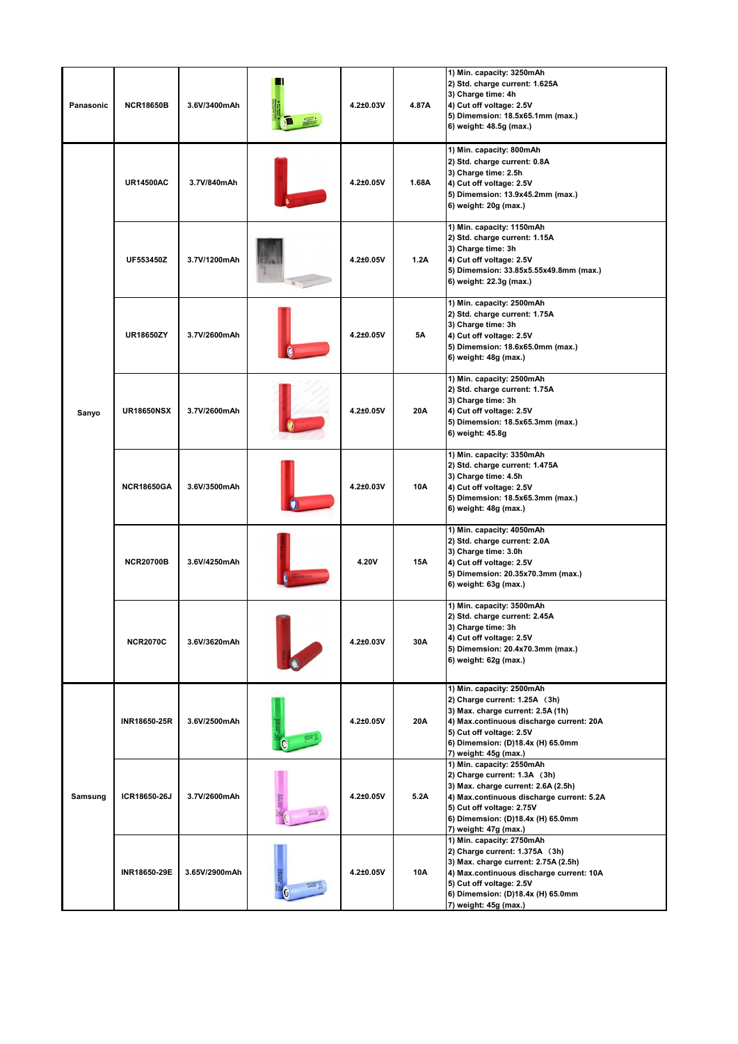| | | | | | | |
|---|---|---|---|---|---|---|
| Panasonic | NCR18650B | 3.6V/3400mAh | | 4.2±0.03V | 4.87A | 1) Min. capacity: 3250mAh<br>2) Std. charge current: 1.625A<br>3) Charge time: 4h<br>4) Cut off voltage: 2.5V<br>5) Dimemsion: 18.5x65.1mm (max.)<br>6) weight: 48.5g (max.) |
| Sanyo | UR14500AC | 3.7V/840mAh | | 4.2±0.05V | 1.68A | 1) Min. capacity: 800mAh<br>2) Std. charge current: 0.8A<br>3) Charge time: 2.5h<br>4) Cut off voltage: 2.5V<br>5) Dimemsion: 13.9x45.2mm (max.)<br>6) weight: 20g (max.) |
| | UF553450Z | 3.7V/1200mAh | | 4.2±0.05V | 1.2A | 1) Min. capacity: 1150mAh<br>2) Std. charge current: 1.15A<br>3) Charge time: 3h<br>4) Cut off voltage: 2.5V<br>5) Dimemsion: 33.85x5.55x49.8mm (max.)<br>6) weight: 22.3g (max.) |
| | UR18650ZY | 3.7V/2600mAh | | 4.2±0.05V | 5A | 1) Min. capacity: 2500mAh<br>2) Std. charge current: 1.75A<br>3) Charge time: 3h<br>4) Cut off voltage: 2.5V<br>5) Dimemsion: 18.6x65.0mm (max.)<br>6) weight: 48g (max.) |
| | UR18650NSX | 3.7V/2600mAh | | 4.2±0.05V | 20A | 1) Min. capacity: 2500mAh<br>2) Std. charge current: 1.75A<br>3) Charge time: 3h<br>4) Cut off voltage: 2.5V<br>5) Dimemsion: 18.5x65.3mm (max.)<br>6) weight: 45.8g |
| | NCR18650GA | 3.6V/3500mAh | | 4.2±0.03V | 10A | 1) Min. capacity: 3350mAh<br>2) Std. charge current: 1.475A<br>3) Charge time: 4.5h<br>4) Cut off voltage: 2.5V<br>5) Dimemsion: 18.5x65.3mm (max.)<br>6) weight: 48g (max.) |
| | NCR20700B | 3.6V/4250mAh | | 4.20V | 15A | 1) Min. capacity: 4050mAh<br>2) Std. charge current: 2.0A<br>3) Charge time: 3.0h<br>4) Cut off voltage: 2.5V<br>5) Dimemsion: 20.35x70.3mm (max.)<br>6) weight: 63g (max.) |
| | NCR2070C | 3.6V/3620mAh | | 4.2±0.03V | 30A | 1) Min. capacity: 3500mAh<br>2) Std. charge current: 2.45A<br>3) Charge time: 3h<br>4) Cut off voltage: 2.5V<br>5) Dimemsion: 20.4x70.3mm (max.)<br>6) weight: 62g (max.) |
| Samsung | INR18650-25R | 3.6V/2500mAh | | 4.2±0.05V | 20A | 1) Min. capacity: 2500mAh<br>2) Charge current: 1.25A （3h)<br>3) Max. charge current: 2.5A (1h)<br>4) Max.continuous discharge current: 20A<br>5) Cut off voltage: 2.5V<br>6) Dimemsion: (D)18.4x (H) 65.0mm<br>7) weight: 45g (max.) |
| | ICR18650-26J | 3.7V/2600mAh | | 4.2±0.05V | 5.2A | 1) Min. capacity: 2550mAh<br>2) Charge current: 1.3A （3h)<br>3) Max. charge current: 2.6A (2.5h)<br>4) Max.continuous discharge current: 5.2A<br>5) Cut off voltage: 2.75V<br>6) Dimemsion: (D)18.4x (H) 65.0mm<br>7) weight: 47g (max.) |
| | INR18650-29E | 3.65V/2900mAh | | 4.2±0.05V | 10A | 1) Min. capacity: 2750mAh<br>2) Charge current: 1.375A （3h)<br>3) Max. charge current: 2.75A (2.5h)<br>4) Max.continuous discharge current: 10A<br>5) Cut off voltage: 2.5V<br>6) Dimemsion: (D)18.4x (H) 65.0mm<br>7) weight: 45g (max.) |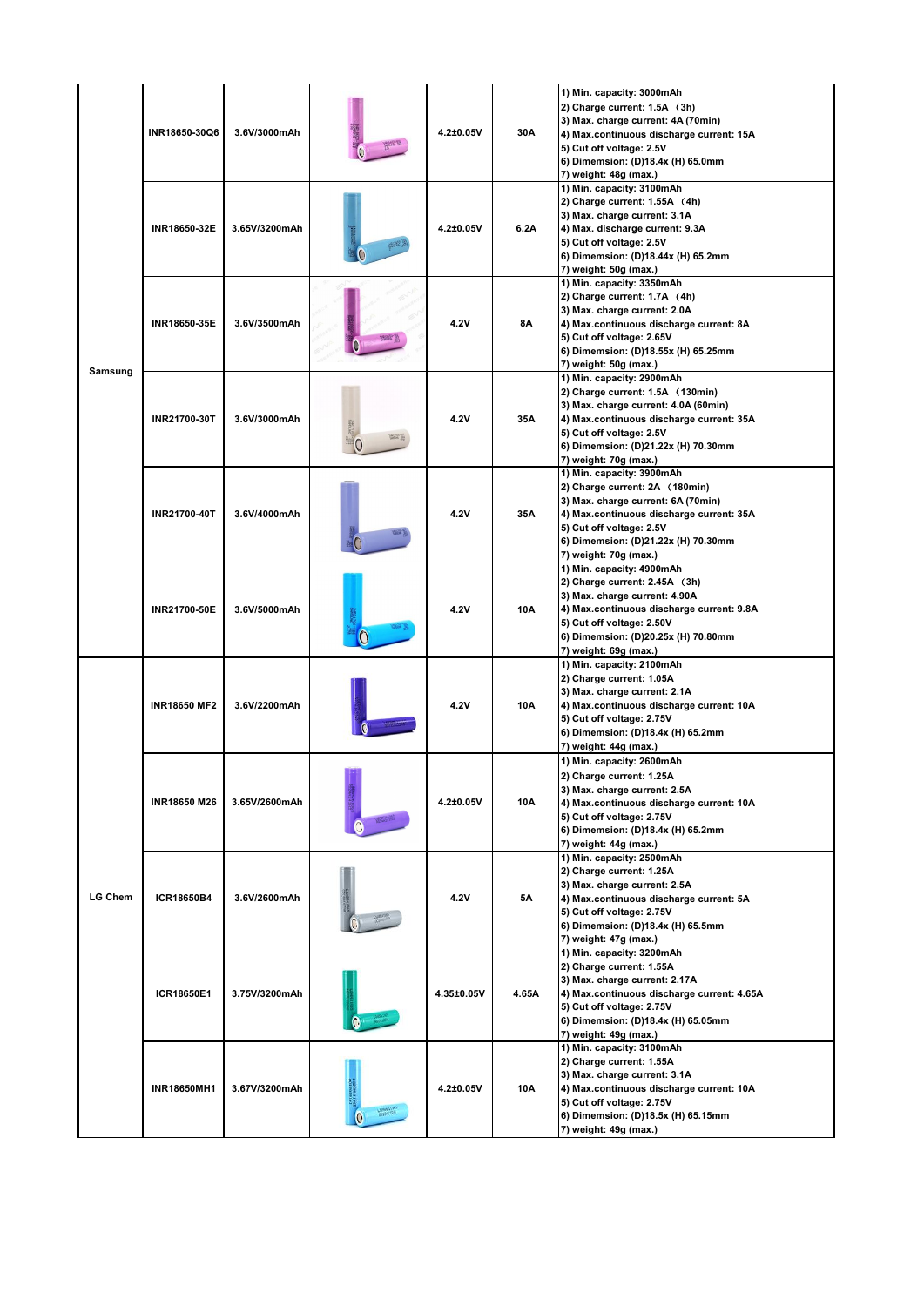| | | | | | | |
|---|---|---|---|---|---|---|
| Samsung | INR18650-30Q6 | 3.6V/3000mAh | | 4.2±0.05V | 30A | 1) Min. capacity: 3000mAh<br>2) Charge current: 1.5A （3h)<br>3) Max. charge current: 4A (70min)<br>4) Max.continuous discharge current: 15A<br>5) Cut off voltage: 2.5V<br>6) Dimemsion: (D)18.4x (H) 65.0mm<br>7) weight: 48g (max.) |
| | INR18650-32E | 3.65V/3200mAh | | 4.2±0.05V | 6.2A | 1) Min. capacity: 3100mAh<br>2) Charge current: 1.55A （4h)<br>3) Max. charge current: 3.1A<br>4) Max. discharge current: 9.3A<br>5) Cut off voltage: 2.5V<br>6) Dimemsion: (D)18.44x (H) 65.2mm<br>7) weight: 50g (max.) |
| | INR18650-35E | 3.6V/3500mAh | | 4.2V | 8A | 1) Min. capacity: 3350mAh<br>2) Charge current: 1.7A （4h)<br>3) Max. charge current: 2.0A<br>4) Max.continuous discharge current: 8A<br>5) Cut off voltage: 2.65V<br>6) Dimemsion: (D)18.55x (H) 65.25mm<br>7) weight: 50g (max.) |
| | INR21700-30T | 3.6V/3000mAh | | 4.2V | 35A | 1) Min. capacity: 2900mAh<br>2) Charge current: 1.5A （130min)<br>3) Max. charge current: 4.0A (60min)<br>4) Max.continuous discharge current: 35A<br>5) Cut off voltage: 2.5V<br>6) Dimemsion: (D)21.22x (H) 70.30mm<br>7) weight: 70g (max.) |
| | INR21700-40T | 3.6V/4000mAh | | 4.2V | 35A | 1) Min. capacity: 3900mAh<br>2) Charge current: 2A （180min)<br>3) Max. charge current: 6A (70min)<br>4) Max.continuous discharge current: 35A<br>5) Cut off voltage: 2.5V<br>6) Dimemsion: (D)21.22x (H) 70.30mm<br>7) weight: 70g (max.) |
| | INR21700-50E | 3.6V/5000mAh | | 4.2V | 10A | 1) Min. capacity: 4900mAh<br>2) Charge current: 2.45A （3h)<br>3) Max. charge current: 4.90A<br>4) Max.continuous discharge current: 9.8A<br>5) Cut off voltage: 2.50V<br>6) Dimemsion: (D)20.25x (H) 70.80mm<br>7) weight: 69g (max.) |
| LG Chem | INR18650 MF2 | 3.6V/2200mAh | | 4.2V | 10A | 1) Min. capacity: 2100mAh<br>2) Charge current: 1.05A<br>3) Max. charge current: 2.1A<br>4) Max.continuous discharge current: 10A<br>5) Cut off voltage: 2.75V<br>6) Dimemsion: (D)18.4x (H) 65.2mm<br>7) weight: 44g (max.) |
| | INR18650 M26 | 3.65V/2600mAh | | 4.2±0.05V | 10A | 1) Min. capacity: 2600mAh<br>2) Charge current: 1.25A<br>3) Max. charge current: 2.5A<br>4) Max.continuous discharge current: 10A<br>5) Cut off voltage: 2.75V<br>6) Dimemsion: (D)18.4x (H) 65.2mm<br>7) weight: 44g (max.) |
| | ICR18650B4 | 3.6V/2600mAh | | 4.2V | 5A | 1) Min. capacity: 2500mAh<br>2) Charge current: 1.25A<br>3) Max. charge current: 2.5A<br>4) Max.continuous discharge current: 5A<br>5) Cut off voltage: 2.75V<br>6) Dimemsion: (D)18.4x (H) 65.5mm<br>7) weight: 47g (max.) |
| | ICR18650E1 | 3.75V/3200mAh | | 4.35±0.05V | 4.65A | 1) Min. capacity: 3200mAh<br>2) Charge current: 1.55A<br>3) Max. charge current: 2.17A<br>4) Max.continuous discharge current: 4.65A<br>5) Cut off voltage: 2.75V<br>6) Dimemsion: (D)18.4x (H) 65.05mm<br>7) weight: 49g (max.) |
| | INR18650MH1 | 3.67V/3200mAh | | 4.2±0.05V | 10A | 1) Min. capacity: 3100mAh<br>2) Charge current: 1.55A<br>3) Max. charge current: 3.1A<br>4) Max.continuous discharge current: 10A<br>5) Cut off voltage: 2.75V<br>6) Dimemsion: (D)18.5x (H) 65.15mm<br>7) weight: 49g (max.) |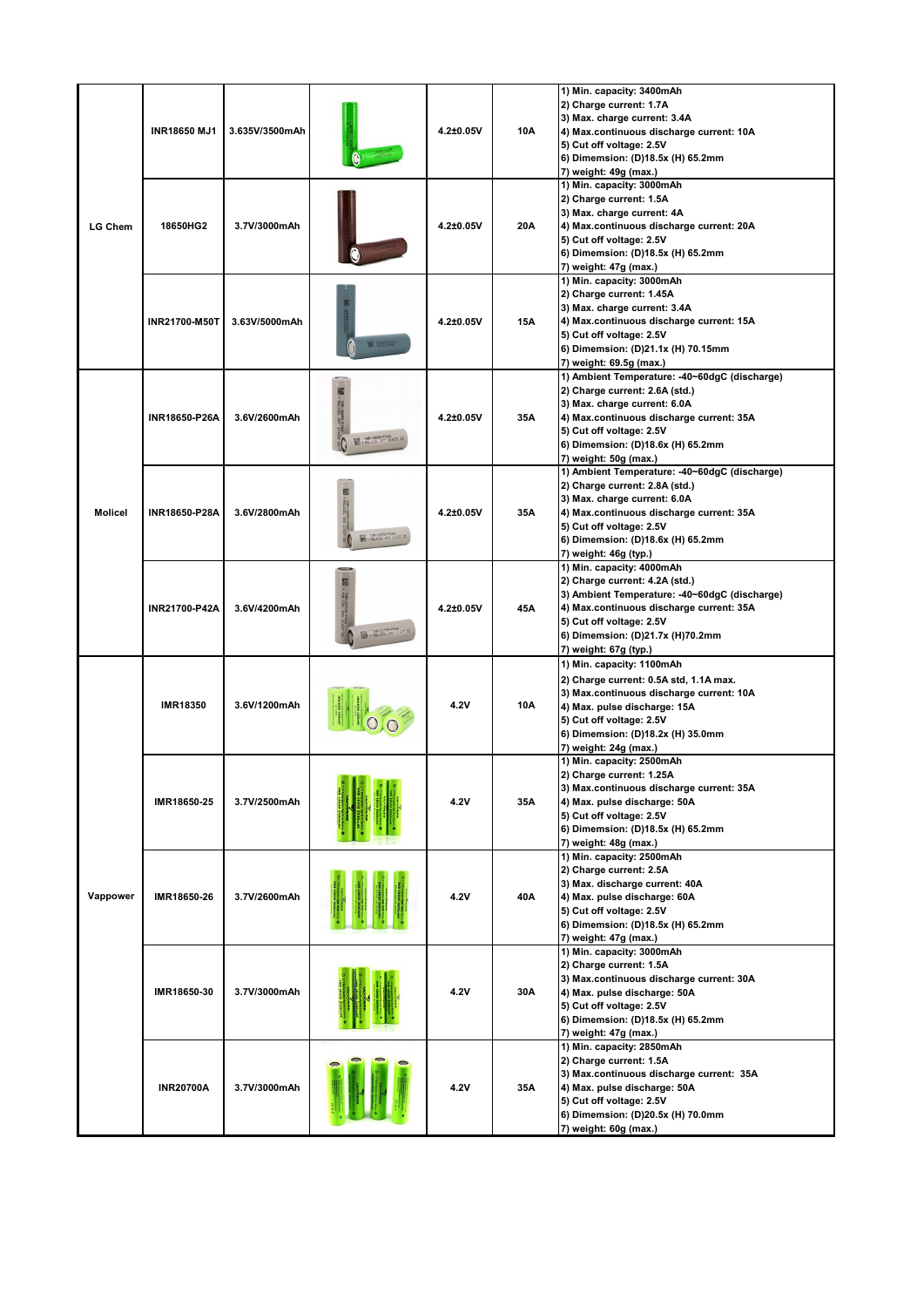| | | | | | | |
|---|---|---|---|---|---|---|
| LG Chem | INR18650 MJ1 | 3.635V/3500mAh | | 4.2±0.05V | 10A | 1) Min. capacity: 3400mAh<br>2) Charge current: 1.7A<br>3) Max. charge current: 3.4A<br>4) Max.continuous discharge current: 10A<br>5) Cut off voltage: 2.5V<br>6) Dimemsion: (D)18.5x (H) 65.2mm<br>7) weight: 49g (max.) |
| | 18650HG2 | 3.7V/3000mAh | | 4.2±0.05V | 20A | 1) Min. capacity: 3000mAh<br>2) Charge current: 1.5A<br>3) Max. charge current: 4A<br>4) Max.continuous discharge current: 20A<br>5) Cut off voltage: 2.5V<br>6) Dimemsion: (D)18.5x (H) 65.2mm<br>7) weight: 47g (max.) |
| | INR21700-M50T | 3.63V/5000mAh | | 4.2±0.05V | 15A | 1) Min. capacity: 3000mAh<br>2) Charge current: 1.45A<br>3) Max. charge current: 3.4A<br>4) Max.continuous discharge current: 15A<br>5) Cut off voltage: 2.5V<br>6) Dimemsion: (D)21.1x (H) 70.15mm<br>7) weight: 69.5g (max.) |
| Molicel | INR18650-P26A | 3.6V/2600mAh | | 4.2±0.05V | 35A | 1) Ambient Temperature: -40~60dgC (discharge)<br>2) Charge current: 2.6A (std.)<br>3) Max. charge current: 6.0A<br>4) Max.continuous discharge current: 35A<br>5) Cut off voltage: 2.5V<br>6) Dimemsion: (D)18.6x (H) 65.2mm<br>7) weight: 50g (max.) |
| | INR18650-P28A | 3.6V/2800mAh | | 4.2±0.05V | 35A | 1) Ambient Temperature: -40~60dgC (discharge)<br>2) Charge current: 2.8A (std.)<br>3) Max. charge current: 6.0A<br>4) Max.continuous discharge current: 35A<br>5) Cut off voltage: 2.5V<br>6) Dimemsion: (D)18.6x (H) 65.2mm<br>7) weight: 46g (typ.) |
| | INR21700-P42A | 3.6V/4200mAh | | 4.2±0.05V | 45A | 1) Min. capacity: 4000mAh<br>2) Charge current: 4.2A (std.)<br>3) Ambient Temperature: -40~60dgC (discharge)<br>4) Max.continuous discharge current: 35A<br>5) Cut off voltage: 2.5V<br>6) Dimemsion: (D)21.7x (H)70.2mm<br>7) weight: 67g (typ.) |
| Vappower | IMR18350 | 3.6V/1200mAh | | 4.2V | 10A | 1) Min. capacity: 1100mAh<br>2) Charge current: 0.5A std, 1.1A max.<br>3) Max.continuous discharge current: 10A<br>4) Max. pulse discharge: 15A<br>5) Cut off voltage: 2.5V<br>6) Dimemsion: (D)18.2x (H) 35.0mm<br>7) weight: 24g (max.) |
| | IMR18650-25 | 3.7V/2500mAh | | 4.2V | 35A | 1) Min. capacity: 2500mAh<br>2) Charge current: 1.25A<br>3) Max.continuous discharge current: 35A<br>4) Max. pulse discharge: 50A<br>5) Cut off voltage: 2.5V<br>6) Dimemsion: (D)18.5x (H) 65.2mm<br>7) weight: 48g (max.) |
| | IMR18650-26 | 3.7V/2600mAh | | 4.2V | 40A | 1) Min. capacity: 2500mAh<br>2) Charge current: 2.5A<br>3) Max. discharge current: 40A<br>4) Max. pulse discharge: 60A<br>5) Cut off voltage: 2.5V<br>6) Dimemsion: (D)18.5x (H) 65.2mm<br>7) weight: 47g (max.) |
| | IMR18650-30 | 3.7V/3000mAh | | 4.2V | 30A | 1) Min. capacity: 3000mAh<br>2) Charge current: 1.5A<br>3) Max.continuous discharge current: 30A<br>4) Max. pulse discharge: 50A<br>5) Cut off voltage: 2.5V<br>6) Dimemsion: (D)18.5x (H) 65.2mm<br>7) weight: 47g (max.) |
| | INR20700A | 3.7V/3000mAh | | 4.2V | 35A | 1) Min. capacity: 2850mAh<br>2) Charge current: 1.5A<br>3) Max.continuous discharge current: 35A<br>4) Max. pulse discharge: 50A<br>5) Cut off voltage: 2.5V<br>6) Dimemsion: (D)20.5x (H) 70.0mm<br>7) weight: 60g (max.) |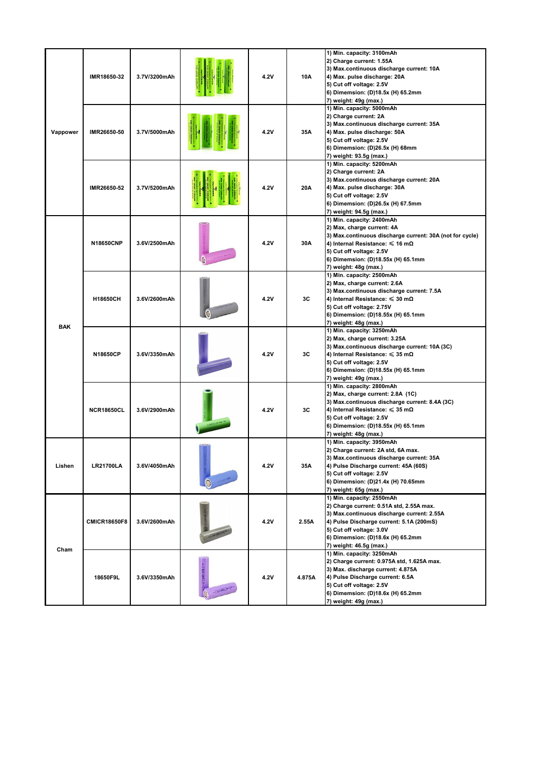| | | | | | | |
|---|---|---|---|---|---|---|
| Vappower | IMR18650-32 | 3.7V/3200mAh | | 4.2V | 10A | 1) Min. capacity: 3100mAh<br>2) Charge current: 1.55A<br>3) Max.continuous discharge current: 10A<br>4) Max. pulse discharge: 20A<br>5) Cut off voltage: 2.5V<br>6) Dimemsion: (D)18.5x (H) 65.2mm<br>7) weight: 49g (max.) |
| | IMR26650-50 | 3.7V/5000mAh | | 4.2V | 35A | 1) Min. capacity: 5000mAh<br>2) Charge current: 2A<br>3) Max.continuous discharge current: 35A<br>4) Max. pulse discharge: 50A<br>5) Cut off voltage: 2.5V<br>6) Dimemsion: (D)26.5x (H) 68mm<br>7) weight: 93.5g (max.) |
| | IMR26650-52 | 3.7V/5200mAh | | 4.2V | 20A | 1) Min. capacity: 5200mAh<br>2) Charge current: 2A<br>3) Max.continuous discharge current: 20A<br>4) Max. pulse discharge: 30A<br>5) Cut off voltage: 2.5V<br>6) Dimemsion: (D)26.5x (H) 67.5mm<br>7) weight: 94.5g (max.) |
| BAK | N18650CNP | 3.6V/2500mAh | | 4.2V | 30A | 1) Min. capacity: 2400mAh<br>2) Max, charge current: 4A<br>3) Max.continuous discharge current: 30A (not for cycle)<br>4) Internal Resistance: ≤ 16 mΩ<br>5) Cut off voltage: 2.5V<br>6) Dimemsion: (D)18.55x (H) 65.1mm<br>7) weight: 48g (max.) |
| | H18650CH | 3.6V/2600mAh | | 4.2V | 3C | 1) Min. capacity: 2500mAh<br>2) Max, charge current: 2.6A<br>3) Max.continuous discharge current: 7.5A<br>4) Internal Resistance: ≤ 30 mΩ<br>5) Cut off voltage: 2.75V<br>6) Dimemsion: (D)18.55x (H) 65.1mm<br>7) weight: 48g (max.) |
| | N18650CP | 3.6V/3350mAh | | 4.2V | 3C | 1) Min. capacity: 3250mAh<br>2) Max, charge current: 3.25A<br>3) Max.continuous discharge current: 10A (3C)<br>4) Internal Resistance: ≤ 35 mΩ<br>5) Cut off voltage: 2.5V<br>6) Dimemsion: (D)18.55x (H) 65.1mm<br>7) weight: 49g (max.) |
| | NCR18650CL | 3.6V/2900mAh | | 4.2V | 3C | 1) Min. capacity: 2800mAh<br>2) Max, charge current: 2.8A (1C)<br>3) Max.continuous discharge current: 8.4A (3C)<br>4) Internal Resistance: ≤ 35 mΩ<br>5) Cut off voltage: 2.5V<br>6) Dimemsion: (D)18.55x (H) 65.1mm<br>7) weight: 48g (max.) |
| Lishen | LR21700LA | 3.6V/4050mAh | | 4.2V | 35A | 1) Min. capacity: 3950mAh<br>2) Charge current: 2A std, 6A max.<br>3) Max.continuous discharge current: 35A<br>4) Pulse Discharge current: 45A (60S)<br>5) Cut off voltage: 2.5V<br>6) Dimemsion: (D)21.4x (H) 70.65mm<br>7) weight: 65g (max.) |
| Cham | CMICR18650F8 | 3.6V/2600mAh | | 4.2V | 2.55A | 1) Min. capacity: 2550mAh<br>2) Charge current: 0.51A std, 2.55A max.<br>3) Max.continuous discharge current: 2.55A<br>4) Pulse Discharge current: 5.1A (200mS)<br>5) Cut off voltage: 3.0V<br>6) Dimemsion: (D)18.6x (H) 65.2mm<br>7) weight: 46.5g (max.) |
| | 18650F9L | 3.6V/3350mAh | | 4.2V | 4.875A | 1) Min. capacity: 3250mAh<br>2) Charge current: 0.975A std, 1.625A max.<br>3) Max. discharge current: 4.875A<br>4) Pulse Discharge current: 6.5A<br>5) Cut off voltage: 2.5V<br>6) Dimemsion: (D)18.6x (H) 65.2mm<br>7) weight: 49g (max.) |